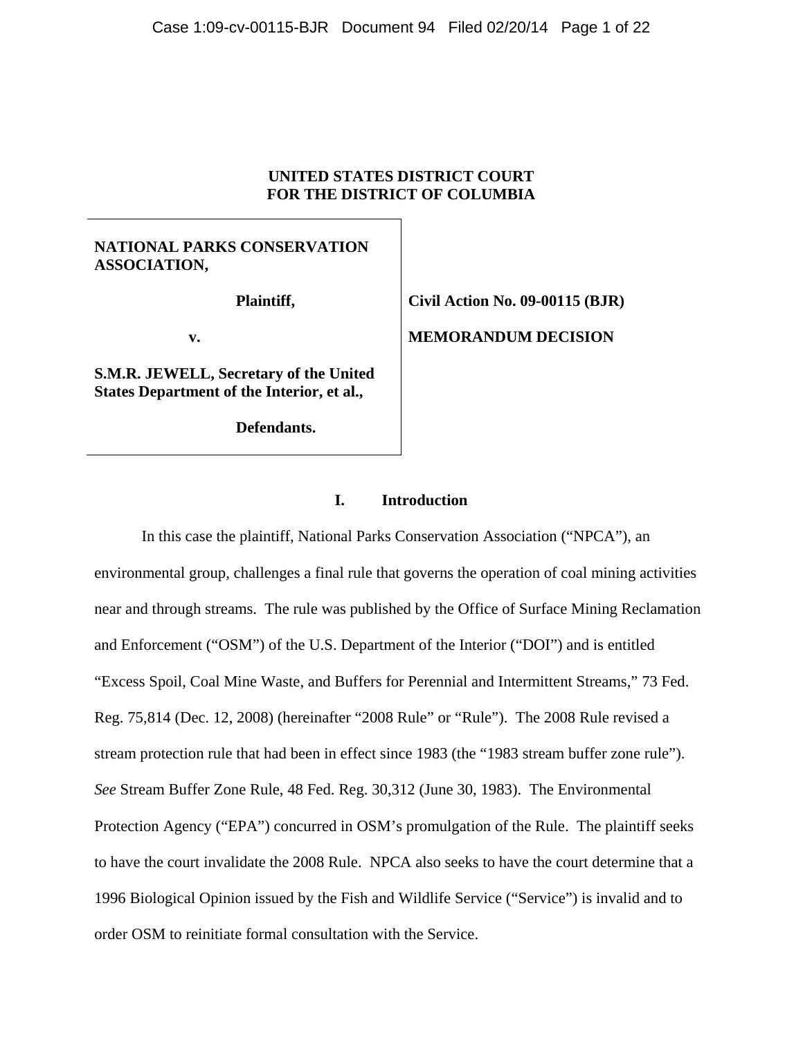**UNITED STATES DISTRICT COURT**
**FOR THE DISTRICT OF COLUMBIA**

| | |
|---|---|
| **NATIONAL PARKS CONSERVATION ASSOCIATION,** | |
| **Plaintiff,** | **Civil Action No. 09-00115 (BJR)** |
| **v.** | **MEMORANDUM DECISION** |
| **S.M.R. JEWELL, Secretary of the United States Department of the Interior, et al.,** | |
| **Defendants.** | |

## I. Introduction

In this case the plaintiff, National Parks Conservation Association ("NPCA"), an environmental group, challenges a final rule that governs the operation of coal mining activities near and through streams. The rule was published by the Office of Surface Mining Reclamation and Enforcement ("OSM") of the U.S. Department of the Interior ("DOI") and is entitled "Excess Spoil, Coal Mine Waste, and Buffers for Perennial and Intermittent Streams," 73 Fed. Reg. 75,814 (Dec. 12, 2008) (hereinafter "2008 Rule" or "Rule"). The 2008 Rule revised a stream protection rule that had been in effect since 1983 (the "1983 stream buffer zone rule"). *See* Stream Buffer Zone Rule, 48 Fed. Reg. 30,312 (June 30, 1983). The Environmental Protection Agency ("EPA") concurred in OSM's promulgation of the Rule. The plaintiff seeks to have the court invalidate the 2008 Rule. NPCA also seeks to have the court determine that a 1996 Biological Opinion issued by the Fish and Wildlife Service ("Service") is invalid and to order OSM to reinitiate formal consultation with the Service.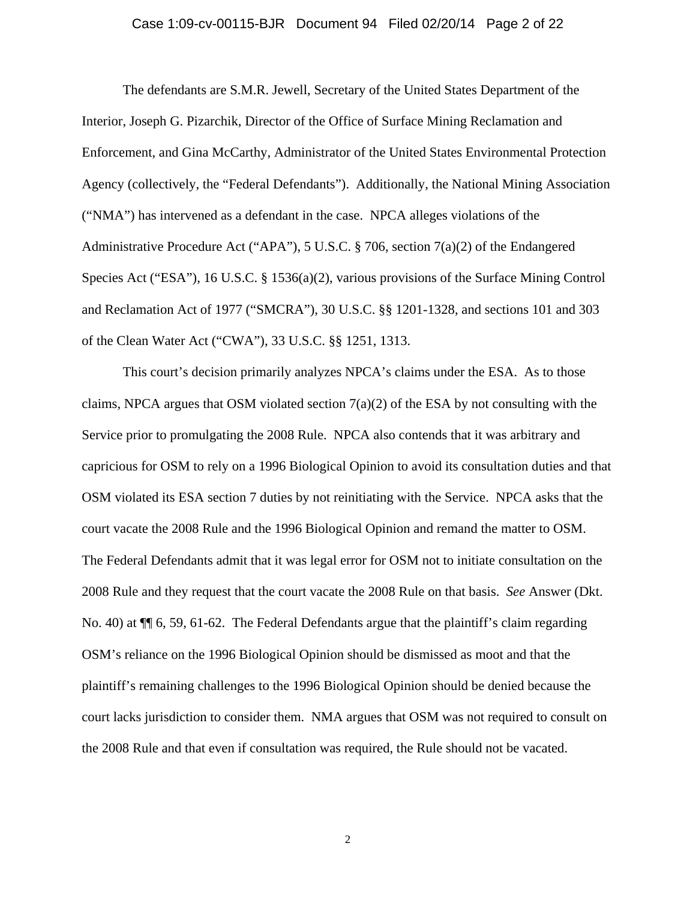The defendants are S.M.R. Jewell, Secretary of the United States Department of the Interior, Joseph G. Pizarchik, Director of the Office of Surface Mining Reclamation and Enforcement, and Gina McCarthy, Administrator of the United States Environmental Protection Agency (collectively, the "Federal Defendants"). Additionally, the National Mining Association ("NMA") has intervened as a defendant in the case. NPCA alleges violations of the Administrative Procedure Act ("APA"), 5 U.S.C. § 706, section 7(a)(2) of the Endangered Species Act ("ESA"), 16 U.S.C. § 1536(a)(2), various provisions of the Surface Mining Control and Reclamation Act of 1977 ("SMCRA"), 30 U.S.C. §§ 1201-1328, and sections 101 and 303 of the Clean Water Act ("CWA"), 33 U.S.C. §§ 1251, 1313.

This court's decision primarily analyzes NPCA's claims under the ESA. As to those claims, NPCA argues that OSM violated section 7(a)(2) of the ESA by not consulting with the Service prior to promulgating the 2008 Rule. NPCA also contends that it was arbitrary and capricious for OSM to rely on a 1996 Biological Opinion to avoid its consultation duties and that OSM violated its ESA section 7 duties by not reinitiating with the Service. NPCA asks that the court vacate the 2008 Rule and the 1996 Biological Opinion and remand the matter to OSM. The Federal Defendants admit that it was legal error for OSM not to initiate consultation on the 2008 Rule and they request that the court vacate the 2008 Rule on that basis. *See* Answer (Dkt. No. 40) at ¶¶ 6, 59, 61-62. The Federal Defendants argue that the plaintiff's claim regarding OSM's reliance on the 1996 Biological Opinion should be dismissed as moot and that the plaintiff's remaining challenges to the 1996 Biological Opinion should be denied because the court lacks jurisdiction to consider them. NMA argues that OSM was not required to consult on the 2008 Rule and that even if consultation was required, the Rule should not be vacated.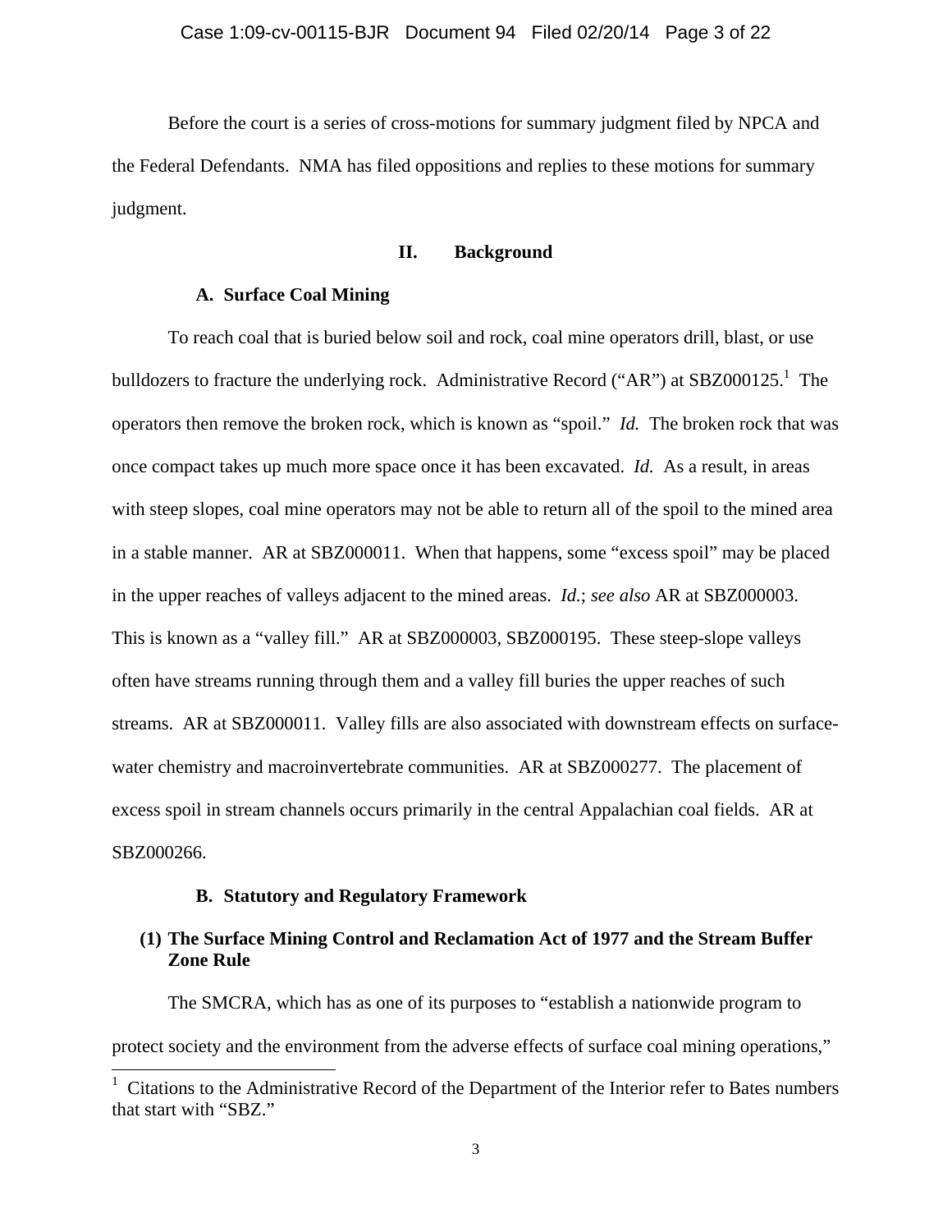Before the court is a series of cross-motions for summary judgment filed by NPCA and the Federal Defendants. NMA has filed oppositions and replies to these motions for summary judgment.

## II. Background

### A. Surface Coal Mining

To reach coal that is buried below soil and rock, coal mine operators drill, blast, or use bulldozers to fracture the underlying rock. Administrative Record ("AR") at SBZ000125.[1] The operators then remove the broken rock, which is known as "spoil." *Id.* The broken rock that was once compact takes up much more space once it has been excavated. *Id.* As a result, in areas with steep slopes, coal mine operators may not be able to return all of the spoil to the mined area in a stable manner. AR at SBZ000011. When that happens, some "excess spoil" may be placed in the upper reaches of valleys adjacent to the mined areas. *Id.*; *see also* AR at SBZ000003. This is known as a "valley fill." AR at SBZ000003, SBZ000195. These steep-slope valleys often have streams running through them and a valley fill buries the upper reaches of such streams. AR at SBZ000011. Valley fills are also associated with downstream effects on surface-water chemistry and macroinvertebrate communities. AR at SBZ000277. The placement of excess spoil in stream channels occurs primarily in the central Appalachian coal fields. AR at SBZ000266.

### B. Statutory and Regulatory Framework

#### (1) The Surface Mining Control and Reclamation Act of 1977 and the Stream Buffer Zone Rule

The SMCRA, which has as one of its purposes to "establish a nationwide program to protect society and the environment from the adverse effects of surface coal mining operations,"

---

[1] Citations to the Administrative Record of the Department of the Interior refer to Bates numbers that start with "SBZ."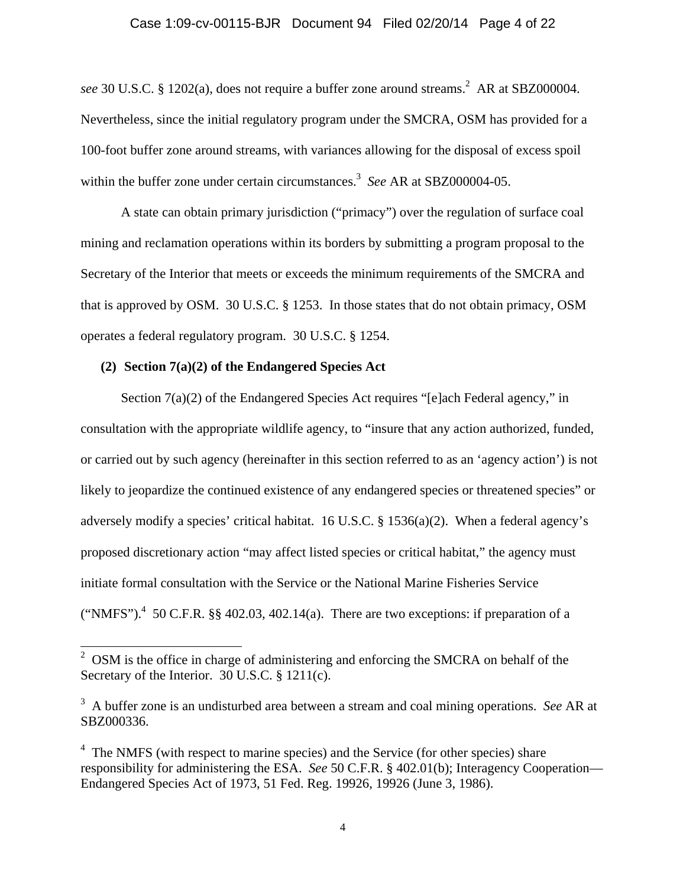*see* 30 U.S.C. § 1202(a), does not require a buffer zone around streams.[2] AR at SBZ000004. Nevertheless, since the initial regulatory program under the SMCRA, OSM has provided for a 100-foot buffer zone around streams, with variances allowing for the disposal of excess spoil within the buffer zone under certain circumstances.[3] *See* AR at SBZ000004-05.

A state can obtain primary jurisdiction ("primacy") over the regulation of surface coal mining and reclamation operations within its borders by submitting a program proposal to the Secretary of the Interior that meets or exceeds the minimum requirements of the SMCRA and that is approved by OSM. 30 U.S.C. § 1253. In those states that do not obtain primacy, OSM operates a federal regulatory program. 30 U.S.C. § 1254.

**(2) Section 7(a)(2) of the Endangered Species Act**

Section 7(a)(2) of the Endangered Species Act requires "[e]ach Federal agency," in consultation with the appropriate wildlife agency, to "insure that any action authorized, funded, or carried out by such agency (hereinafter in this section referred to as an 'agency action') is not likely to jeopardize the continued existence of any endangered species or threatened species" or adversely modify a species' critical habitat. 16 U.S.C. § 1536(a)(2). When a federal agency's proposed discretionary action "may affect listed species or critical habitat," the agency must initiate formal consultation with the Service or the National Marine Fisheries Service ("NMFS").[4] 50 C.F.R. §§ 402.03, 402.14(a). There are two exceptions: if preparation of a

---

[2] OSM is the office in charge of administering and enforcing the SMCRA on behalf of the Secretary of the Interior. 30 U.S.C. § 1211(c).

[3] A buffer zone is an undisturbed area between a stream and coal mining operations. *See* AR at SBZ000336.

[4] The NMFS (with respect to marine species) and the Service (for other species) share responsibility for administering the ESA. *See* 50 C.F.R. § 402.01(b); Interagency Cooperation—Endangered Species Act of 1973, 51 Fed. Reg. 19926, 19926 (June 3, 1986).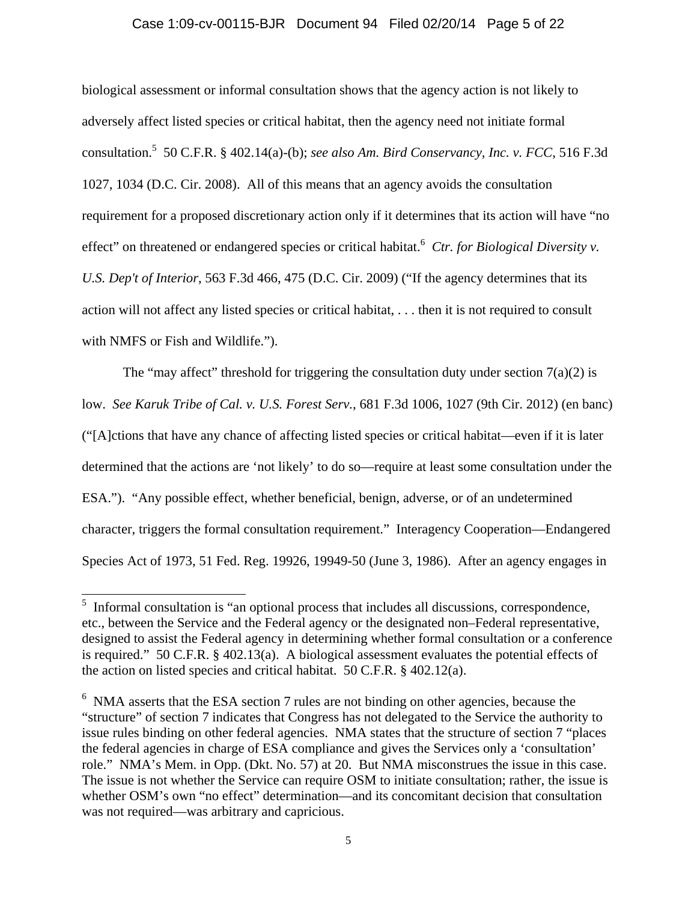biological assessment or informal consultation shows that the agency action is not likely to adversely affect listed species or critical habitat, then the agency need not initiate formal consultation.[5] 50 C.F.R. § 402.14(a)-(b); *see also Am. Bird Conservancy, Inc. v. FCC*, 516 F.3d 1027, 1034 (D.C. Cir. 2008). All of this means that an agency avoids the consultation requirement for a proposed discretionary action only if it determines that its action will have "no effect" on threatened or endangered species or critical habitat.[6] *Ctr. for Biological Diversity v. U.S. Dep't of Interior*, 563 F.3d 466, 475 (D.C. Cir. 2009) ("If the agency determines that its action will not affect any listed species or critical habitat, . . . then it is not required to consult with NMFS or Fish and Wildlife.").

The "may affect" threshold for triggering the consultation duty under section 7(a)(2) is low. *See Karuk Tribe of Cal. v. U.S. Forest Serv.*, 681 F.3d 1006, 1027 (9th Cir. 2012) (en banc) ("[A]ctions that have any chance of affecting listed species or critical habitat—even if it is later determined that the actions are 'not likely' to do so—require at least some consultation under the ESA."). "Any possible effect, whether beneficial, benign, adverse, or of an undetermined character, triggers the formal consultation requirement." Interagency Cooperation—Endangered Species Act of 1973, 51 Fed. Reg. 19926, 19949-50 (June 3, 1986). After an agency engages in

---

[5] Informal consultation is "an optional process that includes all discussions, correspondence, etc., between the Service and the Federal agency or the designated non–Federal representative, designed to assist the Federal agency in determining whether formal consultation or a conference is required." 50 C.F.R. § 402.13(a). A biological assessment evaluates the potential effects of the action on listed species and critical habitat. 50 C.F.R. § 402.12(a).

[6] NMA asserts that the ESA section 7 rules are not binding on other agencies, because the "structure" of section 7 indicates that Congress has not delegated to the Service the authority to issue rules binding on other federal agencies. NMA states that the structure of section 7 "places the federal agencies in charge of ESA compliance and gives the Services only a 'consultation' role." NMA's Mem. in Opp. (Dkt. No. 57) at 20. But NMA misconstrues the issue in this case. The issue is not whether the Service can require OSM to initiate consultation; rather, the issue is whether OSM's own "no effect" determination—and its concomitant decision that consultation was not required—was arbitrary and capricious.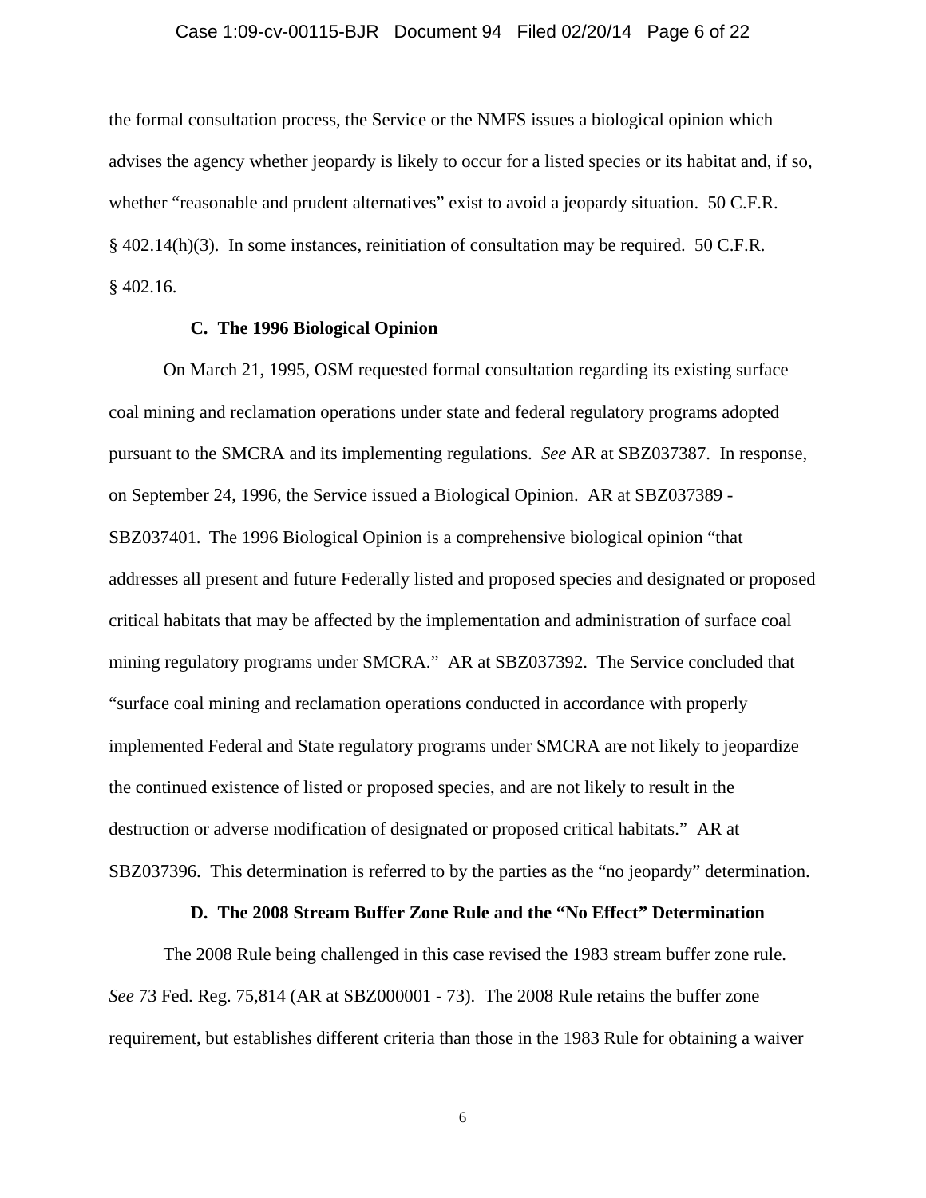the formal consultation process, the Service or the NMFS issues a biological opinion which advises the agency whether jeopardy is likely to occur for a listed species or its habitat and, if so, whether "reasonable and prudent alternatives" exist to avoid a jeopardy situation. 50 C.F.R. § 402.14(h)(3). In some instances, reinitiation of consultation may be required. 50 C.F.R. § 402.16.

### C. The 1996 Biological Opinion

On March 21, 1995, OSM requested formal consultation regarding its existing surface coal mining and reclamation operations under state and federal regulatory programs adopted pursuant to the SMCRA and its implementing regulations. *See* AR at SBZ037387. In response, on September 24, 1996, the Service issued a Biological Opinion. AR at SBZ037389 - SBZ037401. The 1996 Biological Opinion is a comprehensive biological opinion "that addresses all present and future Federally listed and proposed species and designated or proposed critical habitats that may be affected by the implementation and administration of surface coal mining regulatory programs under SMCRA." AR at SBZ037392. The Service concluded that "surface coal mining and reclamation operations conducted in accordance with properly implemented Federal and State regulatory programs under SMCRA are not likely to jeopardize the continued existence of listed or proposed species, and are not likely to result in the destruction or adverse modification of designated or proposed critical habitats." AR at SBZ037396. This determination is referred to by the parties as the "no jeopardy" determination.

### D. The 2008 Stream Buffer Zone Rule and the "No Effect" Determination

The 2008 Rule being challenged in this case revised the 1983 stream buffer zone rule. *See* 73 Fed. Reg. 75,814 (AR at SBZ000001 - 73). The 2008 Rule retains the buffer zone requirement, but establishes different criteria than those in the 1983 Rule for obtaining a waiver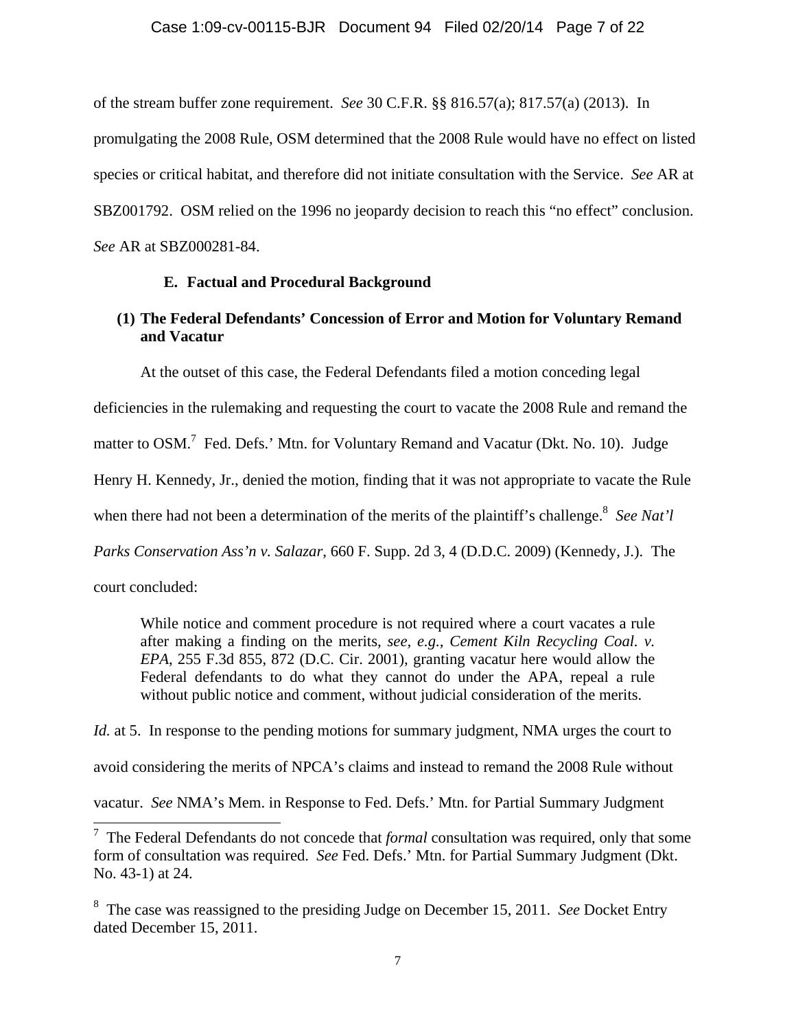of the stream buffer zone requirement. *See* 30 C.F.R. §§ 816.57(a); 817.57(a) (2013). In promulgating the 2008 Rule, OSM determined that the 2008 Rule would have no effect on listed species or critical habitat, and therefore did not initiate consultation with the Service. *See* AR at SBZ001792. OSM relied on the 1996 no jeopardy decision to reach this "no effect" conclusion. *See* AR at SBZ000281-84.

### E. Factual and Procedural Background

#### (1) The Federal Defendants' Concession of Error and Motion for Voluntary Remand and Vacatur

At the outset of this case, the Federal Defendants filed a motion conceding legal deficiencies in the rulemaking and requesting the court to vacate the 2008 Rule and remand the matter to OSM.[7] Fed. Defs.' Mtn. for Voluntary Remand and Vacatur (Dkt. No. 10). Judge Henry H. Kennedy, Jr., denied the motion, finding that it was not appropriate to vacate the Rule when there had not been a determination of the merits of the plaintiff's challenge.[8] *See Nat'l Parks Conservation Ass'n v. Salazar*, 660 F. Supp. 2d 3, 4 (D.D.C. 2009) (Kennedy, J.). The court concluded:

> While notice and comment procedure is not required where a court vacates a rule after making a finding on the merits, *see, e.g., Cement Kiln Recycling Coal. v. EPA*, 255 F.3d 855, 872 (D.C. Cir. 2001), granting vacatur here would allow the Federal defendants to do what they cannot do under the APA, repeal a rule without public notice and comment, without judicial consideration of the merits.

*Id.* at 5. In response to the pending motions for summary judgment, NMA urges the court to avoid considering the merits of NPCA's claims and instead to remand the 2008 Rule without vacatur. *See* NMA's Mem. in Response to Fed. Defs.' Mtn. for Partial Summary Judgment

---

[7] The Federal Defendants do not concede that *formal* consultation was required, only that some form of consultation was required. *See* Fed. Defs.' Mtn. for Partial Summary Judgment (Dkt. No. 43-1) at 24.

[8] The case was reassigned to the presiding Judge on December 15, 2011. *See* Docket Entry dated December 15, 2011.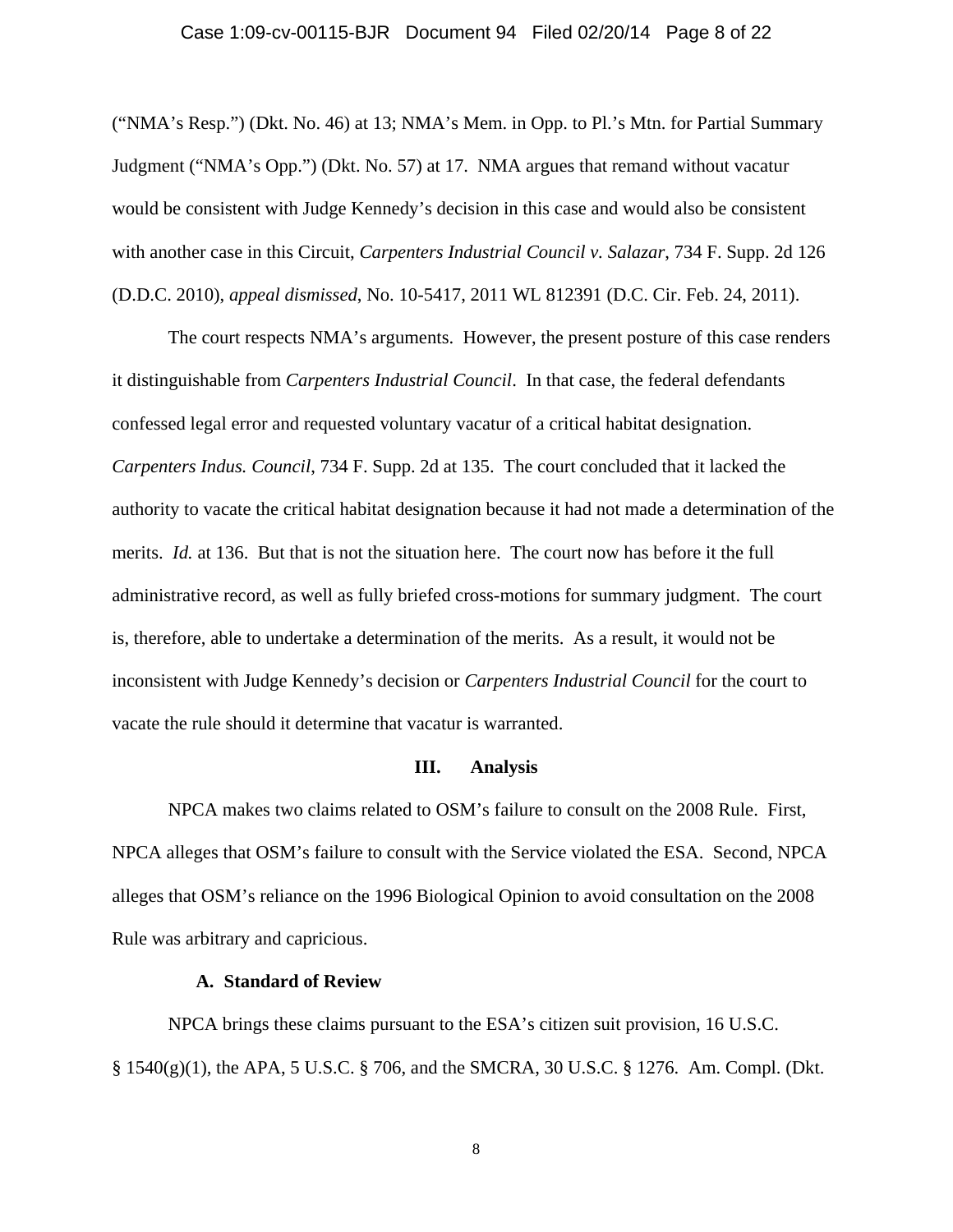("NMA's Resp.") (Dkt. No. 46) at 13; NMA's Mem. in Opp. to Pl.'s Mtn. for Partial Summary Judgment ("NMA's Opp.") (Dkt. No. 57) at 17. NMA argues that remand without vacatur would be consistent with Judge Kennedy's decision in this case and would also be consistent with another case in this Circuit, *Carpenters Industrial Council v. Salazar*, 734 F. Supp. 2d 126 (D.D.C. 2010), *appeal dismissed*, No. 10-5417, 2011 WL 812391 (D.C. Cir. Feb. 24, 2011).

The court respects NMA's arguments. However, the present posture of this case renders it distinguishable from *Carpenters Industrial Council*. In that case, the federal defendants confessed legal error and requested voluntary vacatur of a critical habitat designation. *Carpenters Indus. Council*, 734 F. Supp. 2d at 135. The court concluded that it lacked the authority to vacate the critical habitat designation because it had not made a determination of the merits. *Id.* at 136. But that is not the situation here. The court now has before it the full administrative record, as well as fully briefed cross-motions for summary judgment. The court is, therefore, able to undertake a determination of the merits. As a result, it would not be inconsistent with Judge Kennedy's decision or *Carpenters Industrial Council* for the court to vacate the rule should it determine that vacatur is warranted.

## III. Analysis

NPCA makes two claims related to OSM's failure to consult on the 2008 Rule. First, NPCA alleges that OSM's failure to consult with the Service violated the ESA. Second, NPCA alleges that OSM's reliance on the 1996 Biological Opinion to avoid consultation on the 2008 Rule was arbitrary and capricious.

### A. Standard of Review

NPCA brings these claims pursuant to the ESA's citizen suit provision, 16 U.S.C. § 1540(g)(1), the APA, 5 U.S.C. § 706, and the SMCRA, 30 U.S.C. § 1276. Am. Compl. (Dkt.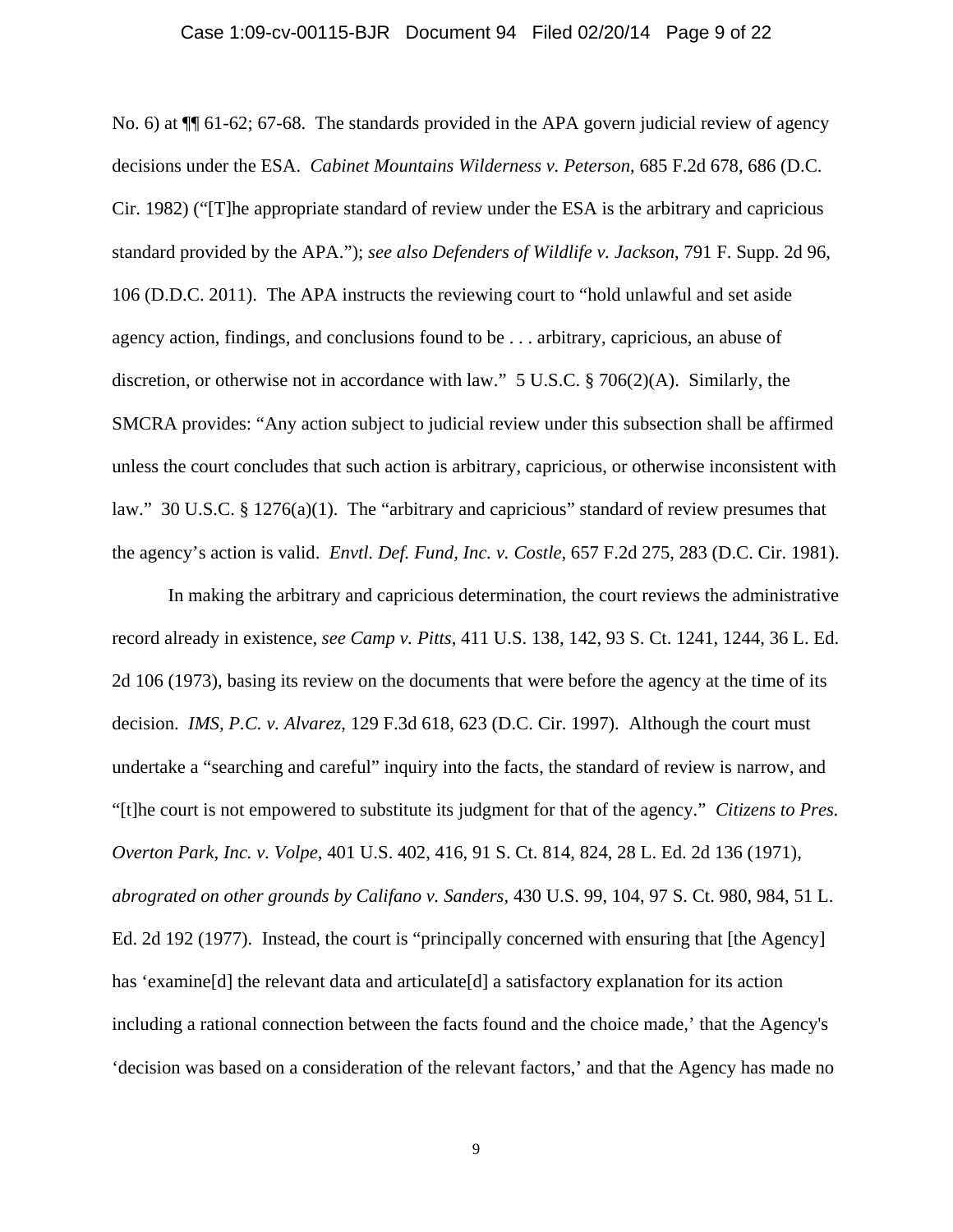No. 6) at ¶¶ 61-62; 67-68. The standards provided in the APA govern judicial review of agency decisions under the ESA. *Cabinet Mountains Wilderness v. Peterson*, 685 F.2d 678, 686 (D.C. Cir. 1982) ("[T]he appropriate standard of review under the ESA is the arbitrary and capricious standard provided by the APA."); *see also Defenders of Wildlife v. Jackson*, 791 F. Supp. 2d 96, 106 (D.D.C. 2011). The APA instructs the reviewing court to "hold unlawful and set aside agency action, findings, and conclusions found to be . . . arbitrary, capricious, an abuse of discretion, or otherwise not in accordance with law." 5 U.S.C. § 706(2)(A). Similarly, the SMCRA provides: "Any action subject to judicial review under this subsection shall be affirmed unless the court concludes that such action is arbitrary, capricious, or otherwise inconsistent with law." 30 U.S.C. § 1276(a)(1). The "arbitrary and capricious" standard of review presumes that the agency's action is valid. *Envtl. Def. Fund, Inc. v. Costle*, 657 F.2d 275, 283 (D.C. Cir. 1981).

In making the arbitrary and capricious determination, the court reviews the administrative record already in existence, *see Camp v. Pitts*, 411 U.S. 138, 142, 93 S. Ct. 1241, 1244, 36 L. Ed. 2d 106 (1973), basing its review on the documents that were before the agency at the time of its decision. *IMS, P.C. v. Alvarez*, 129 F.3d 618, 623 (D.C. Cir. 1997). Although the court must undertake a "searching and careful" inquiry into the facts, the standard of review is narrow, and "[t]he court is not empowered to substitute its judgment for that of the agency." *Citizens to Pres. Overton Park, Inc. v. Volpe*, 401 U.S. 402, 416, 91 S. Ct. 814, 824, 28 L. Ed. 2d 136 (1971), *abrograted on other grounds by Califano v. Sanders*, 430 U.S. 99, 104, 97 S. Ct. 980, 984, 51 L. Ed. 2d 192 (1977). Instead, the court is "principally concerned with ensuring that [the Agency] has 'examine[d] the relevant data and articulate[d] a satisfactory explanation for its action including a rational connection between the facts found and the choice made,' that the Agency's 'decision was based on a consideration of the relevant factors,' and that the Agency has made no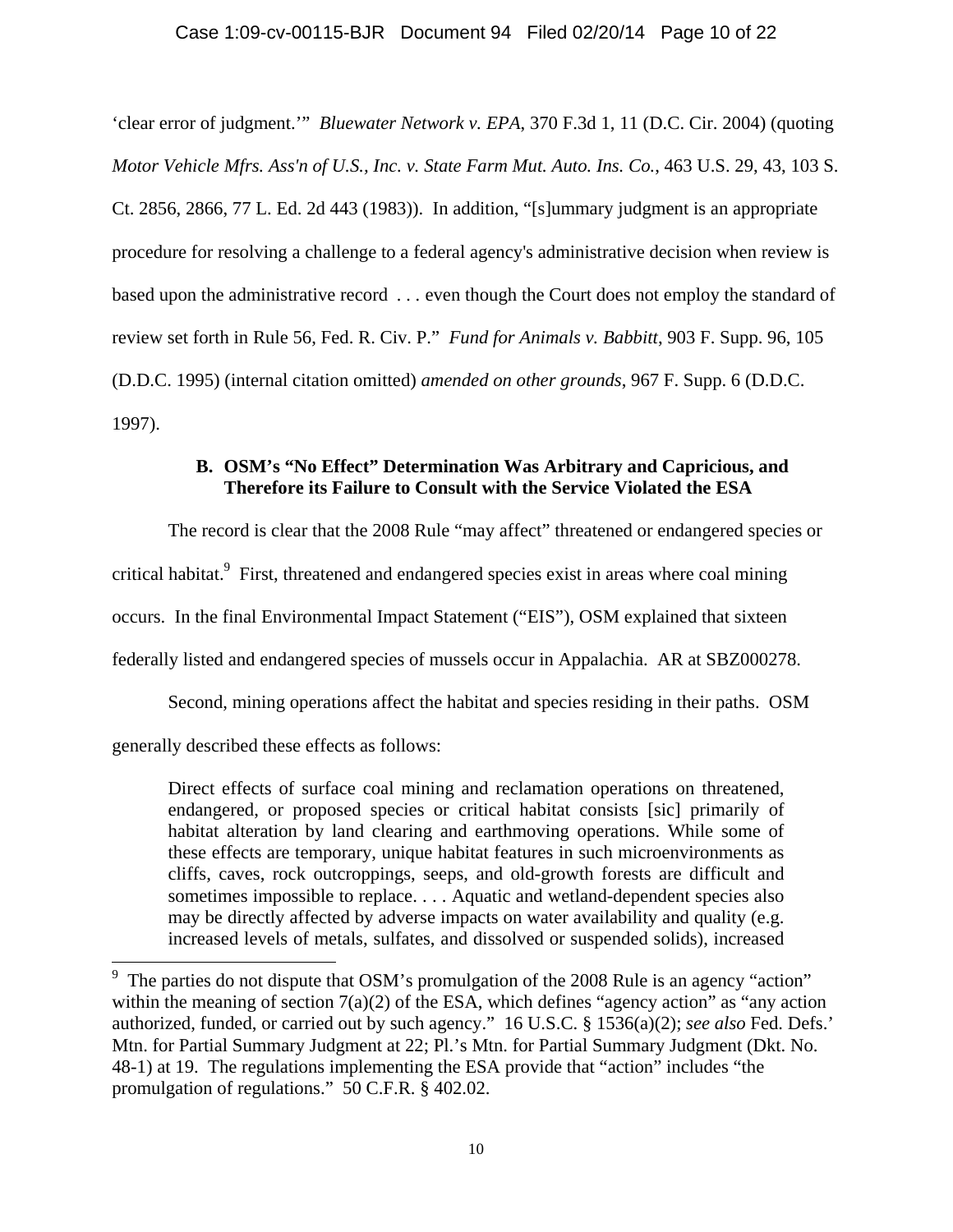'clear error of judgment.'" *Bluewater Network v. EPA*, 370 F.3d 1, 11 (D.C. Cir. 2004) (quoting *Motor Vehicle Mfrs. Ass'n of U.S., Inc. v. State Farm Mut. Auto. Ins. Co.*, 463 U.S. 29, 43, 103 S. Ct. 2856, 2866, 77 L. Ed. 2d 443 (1983)). In addition, "[s]ummary judgment is an appropriate procedure for resolving a challenge to a federal agency's administrative decision when review is based upon the administrative record . . . even though the Court does not employ the standard of review set forth in Rule 56, Fed. R. Civ. P." *Fund for Animals v. Babbitt*, 903 F. Supp. 96, 105 (D.D.C. 1995) (internal citation omitted) *amended on other grounds*, 967 F. Supp. 6 (D.D.C. 1997).

### B. OSM's "No Effect" Determination Was Arbitrary and Capricious, and Therefore its Failure to Consult with the Service Violated the ESA

The record is clear that the 2008 Rule "may affect" threatened or endangered species or critical habitat.[9] First, threatened and endangered species exist in areas where coal mining occurs. In the final Environmental Impact Statement ("EIS"), OSM explained that sixteen federally listed and endangered species of mussels occur in Appalachia. AR at SBZ000278.

Second, mining operations affect the habitat and species residing in their paths. OSM generally described these effects as follows:

> Direct effects of surface coal mining and reclamation operations on threatened, endangered, or proposed species or critical habitat consists [sic] primarily of habitat alteration by land clearing and earthmoving operations. While some of these effects are temporary, unique habitat features in such microenvironments as cliffs, caves, rock outcroppings, seeps, and old-growth forests are difficult and sometimes impossible to replace. . . . Aquatic and wetland-dependent species also may be directly affected by adverse impacts on water availability and quality (e.g. increased levels of metals, sulfates, and dissolved or suspended solids), increased

---

[9] The parties do not dispute that OSM's promulgation of the 2008 Rule is an agency "action" within the meaning of section 7(a)(2) of the ESA, which defines "agency action" as "any action authorized, funded, or carried out by such agency." 16 U.S.C. § 1536(a)(2); *see also* Fed. Defs.' Mtn. for Partial Summary Judgment at 22; Pl.'s Mtn. for Partial Summary Judgment (Dkt. No. 48-1) at 19. The regulations implementing the ESA provide that "action" includes "the promulgation of regulations." 50 C.F.R. § 402.02.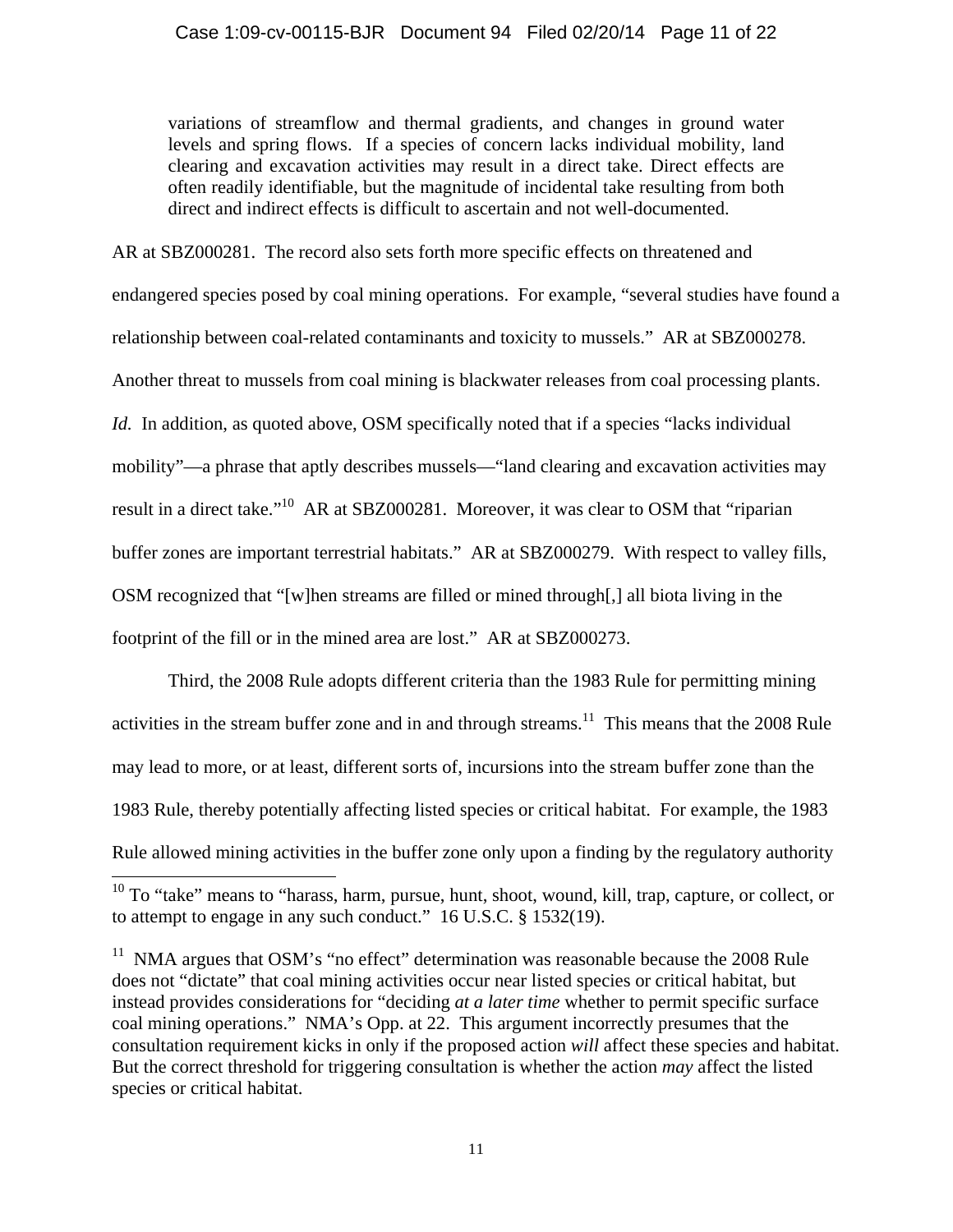> variations of streamflow and thermal gradients, and changes in ground water levels and spring flows. If a species of concern lacks individual mobility, land clearing and excavation activities may result in a direct take. Direct effects are often readily identifiable, but the magnitude of incidental take resulting from both direct and indirect effects is difficult to ascertain and not well-documented.

AR at SBZ000281. The record also sets forth more specific effects on threatened and endangered species posed by coal mining operations. For example, "several studies have found a relationship between coal-related contaminants and toxicity to mussels." AR at SBZ000278. Another threat to mussels from coal mining is blackwater releases from coal processing plants. *Id.* In addition, as quoted above, OSM specifically noted that if a species "lacks individual mobility"—a phrase that aptly describes mussels—"land clearing and excavation activities may result in a direct take."[10] AR at SBZ000281. Moreover, it was clear to OSM that "riparian buffer zones are important terrestrial habitats." AR at SBZ000279. With respect to valley fills, OSM recognized that "[w]hen streams are filled or mined through[,] all biota living in the footprint of the fill or in the mined area are lost." AR at SBZ000273.

Third, the 2008 Rule adopts different criteria than the 1983 Rule for permitting mining activities in the stream buffer zone and in and through streams.[11] This means that the 2008 Rule may lead to more, or at least, different sorts of, incursions into the stream buffer zone than the 1983 Rule, thereby potentially affecting listed species or critical habitat. For example, the 1983 Rule allowed mining activities in the buffer zone only upon a finding by the regulatory authority

---

[10] To "take" means to "harass, harm, pursue, hunt, shoot, wound, kill, trap, capture, or collect, or to attempt to engage in any such conduct." 16 U.S.C. § 1532(19).

[11] NMA argues that OSM's "no effect" determination was reasonable because the 2008 Rule does not "dictate" that coal mining activities occur near listed species or critical habitat, but instead provides considerations for "deciding *at a later time* whether to permit specific surface coal mining operations." NMA's Opp. at 22. This argument incorrectly presumes that the consultation requirement kicks in only if the proposed action *will* affect these species and habitat. But the correct threshold for triggering consultation is whether the action *may* affect the listed species or critical habitat.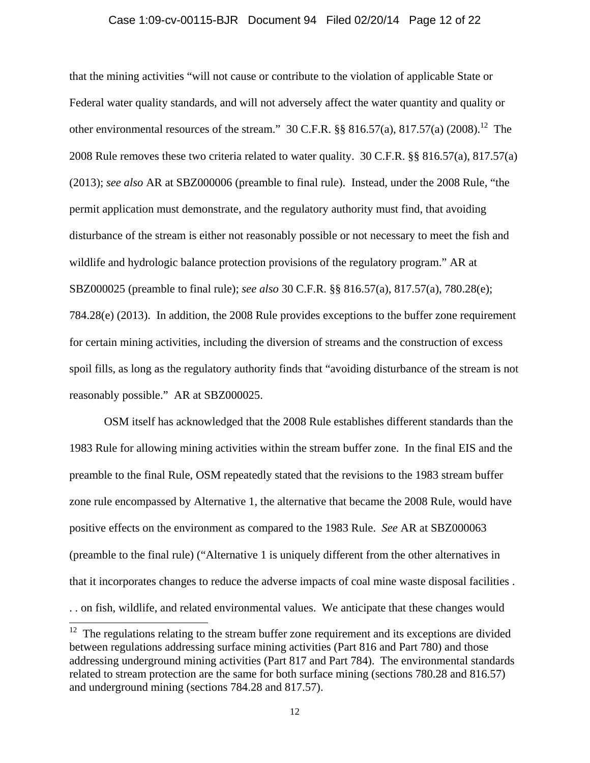that the mining activities "will not cause or contribute to the violation of applicable State or Federal water quality standards, and will not adversely affect the water quantity and quality or other environmental resources of the stream." 30 C.F.R. §§ 816.57(a), 817.57(a) (2008).[12] The 2008 Rule removes these two criteria related to water quality. 30 C.F.R. §§ 816.57(a), 817.57(a) (2013); *see also* AR at SBZ000006 (preamble to final rule). Instead, under the 2008 Rule, "the permit application must demonstrate, and the regulatory authority must find, that avoiding disturbance of the stream is either not reasonably possible or not necessary to meet the fish and wildlife and hydrologic balance protection provisions of the regulatory program." AR at SBZ000025 (preamble to final rule); *see also* 30 C.F.R. §§ 816.57(a), 817.57(a), 780.28(e); 784.28(e) (2013). In addition, the 2008 Rule provides exceptions to the buffer zone requirement for certain mining activities, including the diversion of streams and the construction of excess spoil fills, as long as the regulatory authority finds that "avoiding disturbance of the stream is not reasonably possible." AR at SBZ000025.

OSM itself has acknowledged that the 2008 Rule establishes different standards than the 1983 Rule for allowing mining activities within the stream buffer zone. In the final EIS and the preamble to the final Rule, OSM repeatedly stated that the revisions to the 1983 stream buffer zone rule encompassed by Alternative 1, the alternative that became the 2008 Rule, would have positive effects on the environment as compared to the 1983 Rule. *See* AR at SBZ000063 (preamble to the final rule) ("Alternative 1 is uniquely different from the other alternatives in that it incorporates changes to reduce the adverse impacts of coal mine waste disposal facilities . . . on fish, wildlife, and related environmental values. We anticipate that these changes would

[12] The regulations relating to the stream buffer zone requirement and its exceptions are divided between regulations addressing surface mining activities (Part 816 and Part 780) and those addressing underground mining activities (Part 817 and Part 784). The environmental standards related to stream protection are the same for both surface mining (sections 780.28 and 816.57) and underground mining (sections 784.28 and 817.57).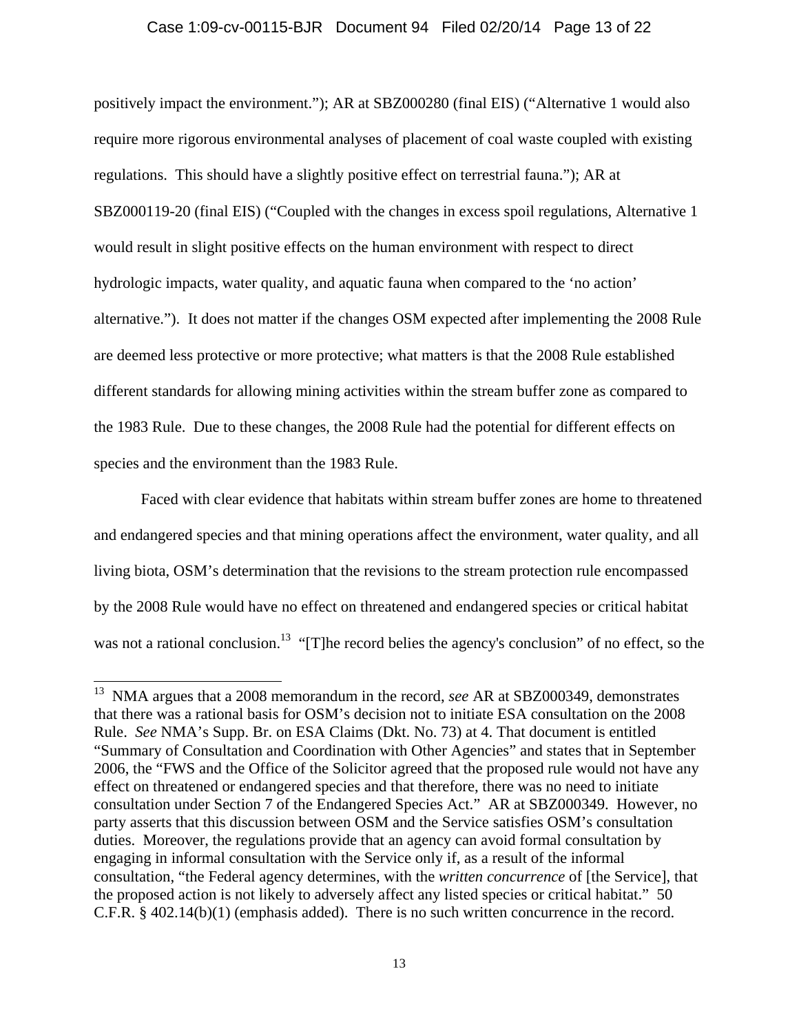positively impact the environment."); AR at SBZ000280 (final EIS) ("Alternative 1 would also require more rigorous environmental analyses of placement of coal waste coupled with existing regulations. This should have a slightly positive effect on terrestrial fauna."); AR at SBZ000119-20 (final EIS) ("Coupled with the changes in excess spoil regulations, Alternative 1 would result in slight positive effects on the human environment with respect to direct hydrologic impacts, water quality, and aquatic fauna when compared to the 'no action' alternative."). It does not matter if the changes OSM expected after implementing the 2008 Rule are deemed less protective or more protective; what matters is that the 2008 Rule established different standards for allowing mining activities within the stream buffer zone as compared to the 1983 Rule. Due to these changes, the 2008 Rule had the potential for different effects on species and the environment than the 1983 Rule.

Faced with clear evidence that habitats within stream buffer zones are home to threatened and endangered species and that mining operations affect the environment, water quality, and all living biota, OSM's determination that the revisions to the stream protection rule encompassed by the 2008 Rule would have no effect on threatened and endangered species or critical habitat was not a rational conclusion.[13] "[T]he record belies the agency's conclusion" of no effect, so the

---

[13] NMA argues that a 2008 memorandum in the record, *see* AR at SBZ000349, demonstrates that there was a rational basis for OSM's decision not to initiate ESA consultation on the 2008 Rule. *See* NMA's Supp. Br. on ESA Claims (Dkt. No. 73) at 4. That document is entitled "Summary of Consultation and Coordination with Other Agencies" and states that in September 2006, the "FWS and the Office of the Solicitor agreed that the proposed rule would not have any effect on threatened or endangered species and that therefore, there was no need to initiate consultation under Section 7 of the Endangered Species Act." AR at SBZ000349. However, no party asserts that this discussion between OSM and the Service satisfies OSM's consultation duties. Moreover, the regulations provide that an agency can avoid formal consultation by engaging in informal consultation with the Service only if, as a result of the informal consultation, "the Federal agency determines, with the *written concurrence* of [the Service], that the proposed action is not likely to adversely affect any listed species or critical habitat." 50 C.F.R. § 402.14(b)(1) (emphasis added). There is no such written concurrence in the record.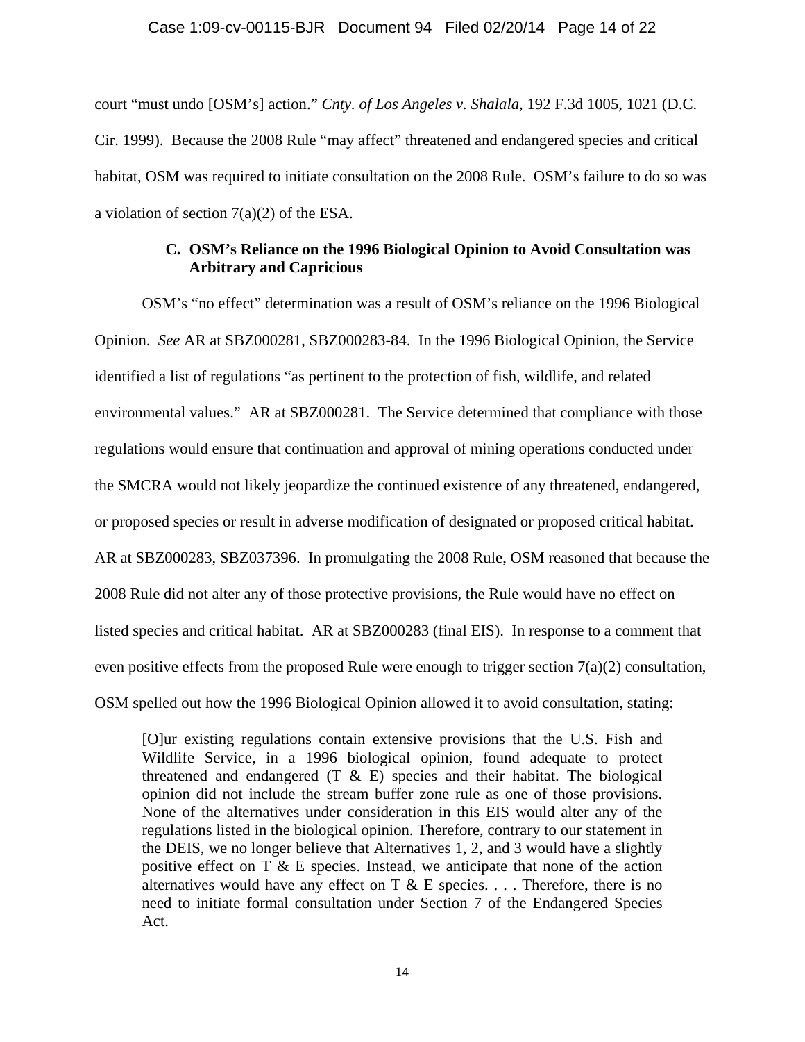court "must undo [OSM's] action." *Cnty. of Los Angeles v. Shalala*, 192 F.3d 1005, 1021 (D.C. Cir. 1999). Because the 2008 Rule "may affect" threatened and endangered species and critical habitat, OSM was required to initiate consultation on the 2008 Rule. OSM's failure to do so was a violation of section 7(a)(2) of the ESA.

### C. OSM's Reliance on the 1996 Biological Opinion to Avoid Consultation was Arbitrary and Capricious

OSM's "no effect" determination was a result of OSM's reliance on the 1996 Biological Opinion. *See* AR at SBZ000281, SBZ000283-84. In the 1996 Biological Opinion, the Service identified a list of regulations "as pertinent to the protection of fish, wildlife, and related environmental values." AR at SBZ000281. The Service determined that compliance with those regulations would ensure that continuation and approval of mining operations conducted under the SMCRA would not likely jeopardize the continued existence of any threatened, endangered, or proposed species or result in adverse modification of designated or proposed critical habitat. AR at SBZ000283, SBZ037396. In promulgating the 2008 Rule, OSM reasoned that because the 2008 Rule did not alter any of those protective provisions, the Rule would have no effect on listed species and critical habitat. AR at SBZ000283 (final EIS). In response to a comment that even positive effects from the proposed Rule were enough to trigger section 7(a)(2) consultation, OSM spelled out how the 1996 Biological Opinion allowed it to avoid consultation, stating:

> [O]ur existing regulations contain extensive provisions that the U.S. Fish and Wildlife Service, in a 1996 biological opinion, found adequate to protect threatened and endangered (T & E) species and their habitat. The biological opinion did not include the stream buffer zone rule as one of those provisions. None of the alternatives under consideration in this EIS would alter any of the regulations listed in the biological opinion. Therefore, contrary to our statement in the DEIS, we no longer believe that Alternatives 1, 2, and 3 would have a slightly positive effect on T & E species. Instead, we anticipate that none of the action alternatives would have any effect on T & E species. . . . Therefore, there is no need to initiate formal consultation under Section 7 of the Endangered Species Act.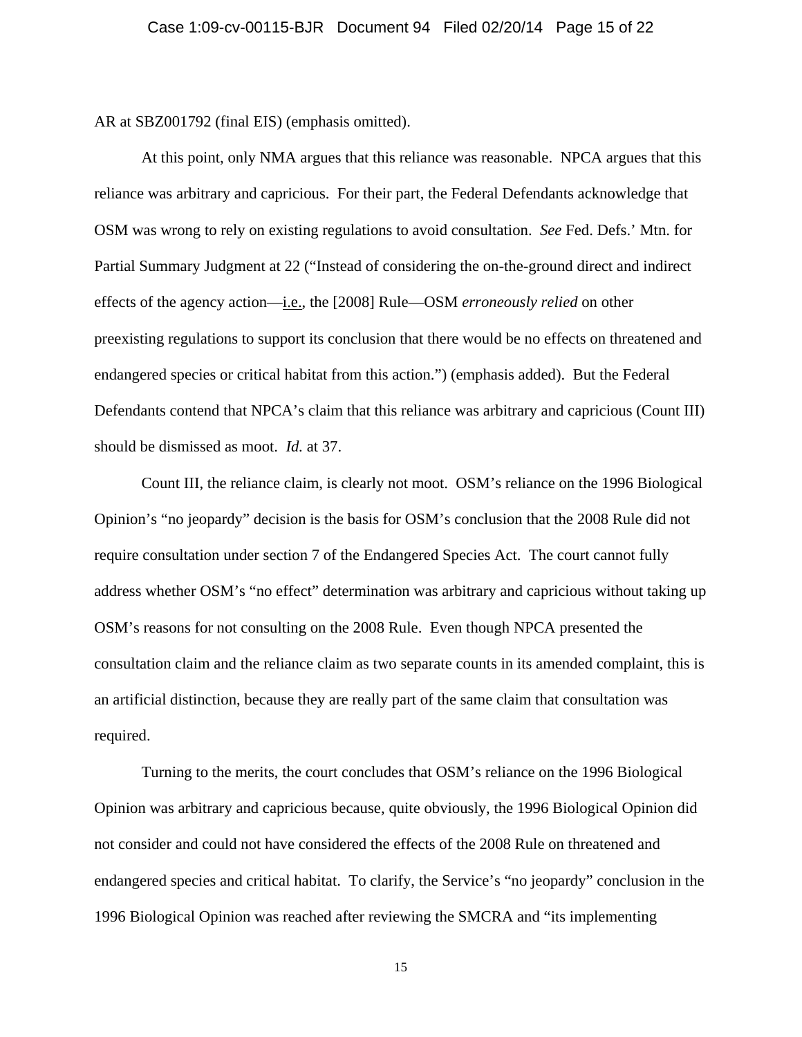AR at SBZ001792 (final EIS) (emphasis omitted).

At this point, only NMA argues that this reliance was reasonable. NPCA argues that this reliance was arbitrary and capricious. For their part, the Federal Defendants acknowledge that OSM was wrong to rely on existing regulations to avoid consultation. *See* Fed. Defs.' Mtn. for Partial Summary Judgment at 22 ("Instead of considering the on-the-ground direct and indirect effects of the agency action—i.e., the [2008] Rule—OSM *erroneously relied* on other preexisting regulations to support its conclusion that there would be no effects on threatened and endangered species or critical habitat from this action.") (emphasis added). But the Federal Defendants contend that NPCA's claim that this reliance was arbitrary and capricious (Count III) should be dismissed as moot. *Id.* at 37.

Count III, the reliance claim, is clearly not moot. OSM's reliance on the 1996 Biological Opinion's "no jeopardy" decision is the basis for OSM's conclusion that the 2008 Rule did not require consultation under section 7 of the Endangered Species Act. The court cannot fully address whether OSM's "no effect" determination was arbitrary and capricious without taking up OSM's reasons for not consulting on the 2008 Rule. Even though NPCA presented the consultation claim and the reliance claim as two separate counts in its amended complaint, this is an artificial distinction, because they are really part of the same claim that consultation was required.

Turning to the merits, the court concludes that OSM's reliance on the 1996 Biological Opinion was arbitrary and capricious because, quite obviously, the 1996 Biological Opinion did not consider and could not have considered the effects of the 2008 Rule on threatened and endangered species and critical habitat. To clarify, the Service's "no jeopardy" conclusion in the 1996 Biological Opinion was reached after reviewing the SMCRA and "its implementing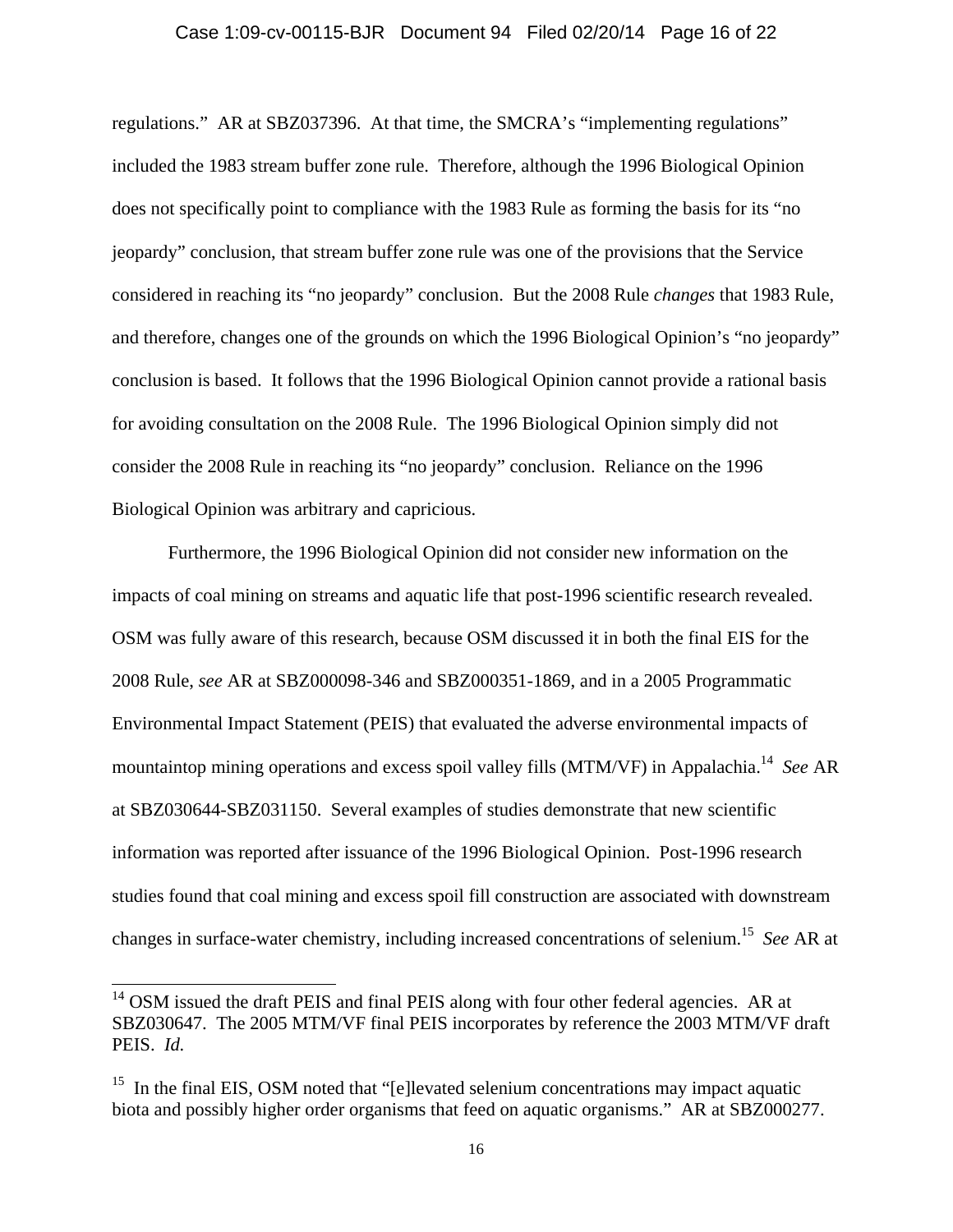regulations." AR at SBZ037396. At that time, the SMCRA's "implementing regulations" included the 1983 stream buffer zone rule. Therefore, although the 1996 Biological Opinion does not specifically point to compliance with the 1983 Rule as forming the basis for its "no jeopardy" conclusion, that stream buffer zone rule was one of the provisions that the Service considered in reaching its "no jeopardy" conclusion. But the 2008 Rule *changes* that 1983 Rule, and therefore, changes one of the grounds on which the 1996 Biological Opinion's "no jeopardy" conclusion is based. It follows that the 1996 Biological Opinion cannot provide a rational basis for avoiding consultation on the 2008 Rule. The 1996 Biological Opinion simply did not consider the 2008 Rule in reaching its "no jeopardy" conclusion. Reliance on the 1996 Biological Opinion was arbitrary and capricious.

Furthermore, the 1996 Biological Opinion did not consider new information on the impacts of coal mining on streams and aquatic life that post-1996 scientific research revealed. OSM was fully aware of this research, because OSM discussed it in both the final EIS for the 2008 Rule, *see* AR at SBZ000098-346 and SBZ000351-1869, and in a 2005 Programmatic Environmental Impact Statement (PEIS) that evaluated the adverse environmental impacts of mountaintop mining operations and excess spoil valley fills (MTM/VF) in Appalachia.[14] *See* AR at SBZ030644-SBZ031150. Several examples of studies demonstrate that new scientific information was reported after issuance of the 1996 Biological Opinion. Post-1996 research studies found that coal mining and excess spoil fill construction are associated with downstream changes in surface-water chemistry, including increased concentrations of selenium.[15] *See* AR at

[14] OSM issued the draft PEIS and final PEIS along with four other federal agencies. AR at SBZ030647. The 2005 MTM/VF final PEIS incorporates by reference the 2003 MTM/VF draft PEIS. *Id.*

[15] In the final EIS, OSM noted that "[e]levated selenium concentrations may impact aquatic biota and possibly higher order organisms that feed on aquatic organisms." AR at SBZ000277.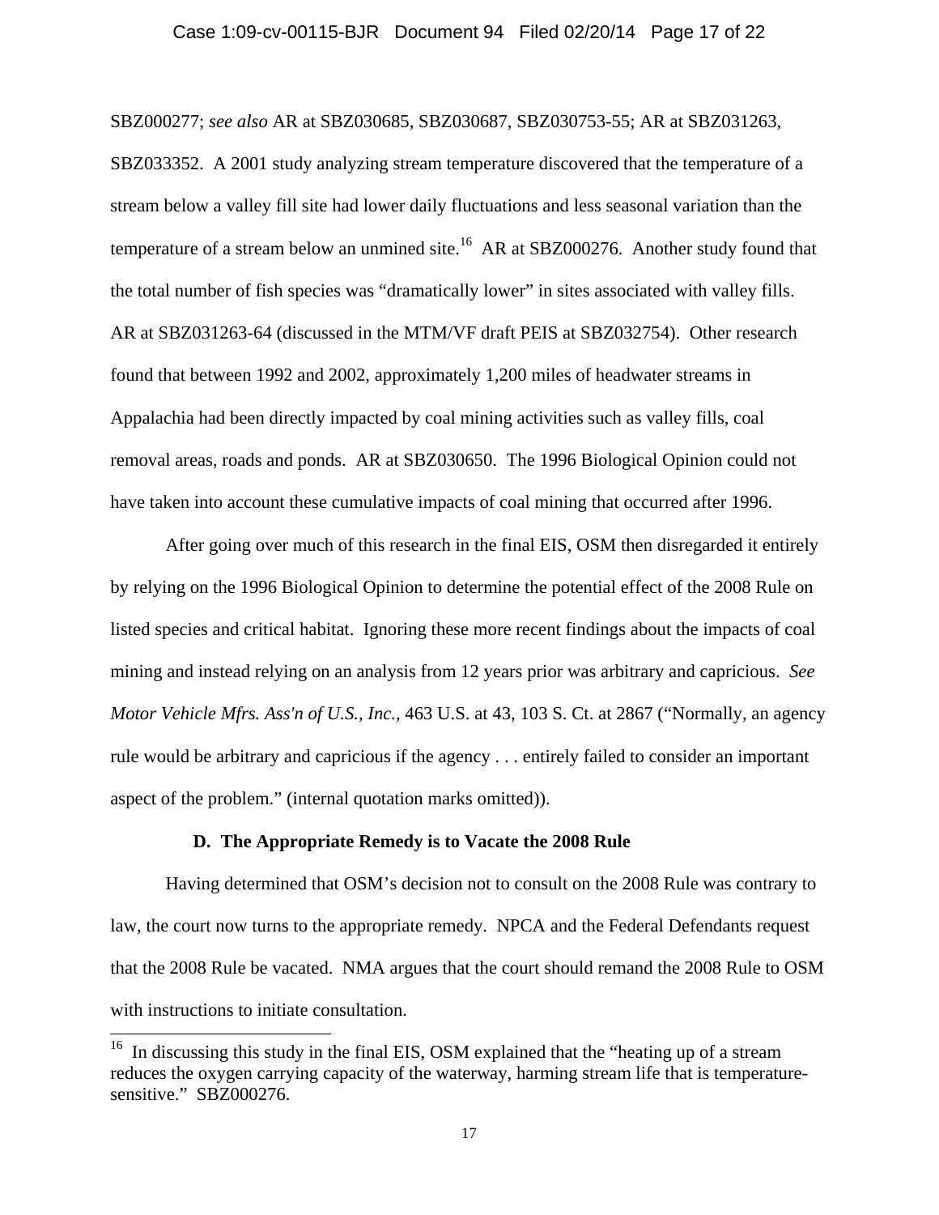SBZ000277; *see also* AR at SBZ030685, SBZ030687, SBZ030753-55; AR at SBZ031263, SBZ033352. A 2001 study analyzing stream temperature discovered that the temperature of a stream below a valley fill site had lower daily fluctuations and less seasonal variation than the temperature of a stream below an unmined site.[16] AR at SBZ000276. Another study found that the total number of fish species was "dramatically lower" in sites associated with valley fills. AR at SBZ031263-64 (discussed in the MTM/VF draft PEIS at SBZ032754). Other research found that between 1992 and 2002, approximately 1,200 miles of headwater streams in Appalachia had been directly impacted by coal mining activities such as valley fills, coal removal areas, roads and ponds. AR at SBZ030650. The 1996 Biological Opinion could not have taken into account these cumulative impacts of coal mining that occurred after 1996.

After going over much of this research in the final EIS, OSM then disregarded it entirely by relying on the 1996 Biological Opinion to determine the potential effect of the 2008 Rule on listed species and critical habitat. Ignoring these more recent findings about the impacts of coal mining and instead relying on an analysis from 12 years prior was arbitrary and capricious. *See Motor Vehicle Mfrs. Ass'n of U.S., Inc.*, 463 U.S. at 43, 103 S. Ct. at 2867 ("Normally, an agency rule would be arbitrary and capricious if the agency . . . entirely failed to consider an important aspect of the problem." (internal quotation marks omitted)).

### D. The Appropriate Remedy is to Vacate the 2008 Rule

Having determined that OSM's decision not to consult on the 2008 Rule was contrary to law, the court now turns to the appropriate remedy. NPCA and the Federal Defendants request that the 2008 Rule be vacated. NMA argues that the court should remand the 2008 Rule to OSM with instructions to initiate consultation.

---

[16] In discussing this study in the final EIS, OSM explained that the "heating up of a stream reduces the oxygen carrying capacity of the waterway, harming stream life that is temperature-sensitive." SBZ000276.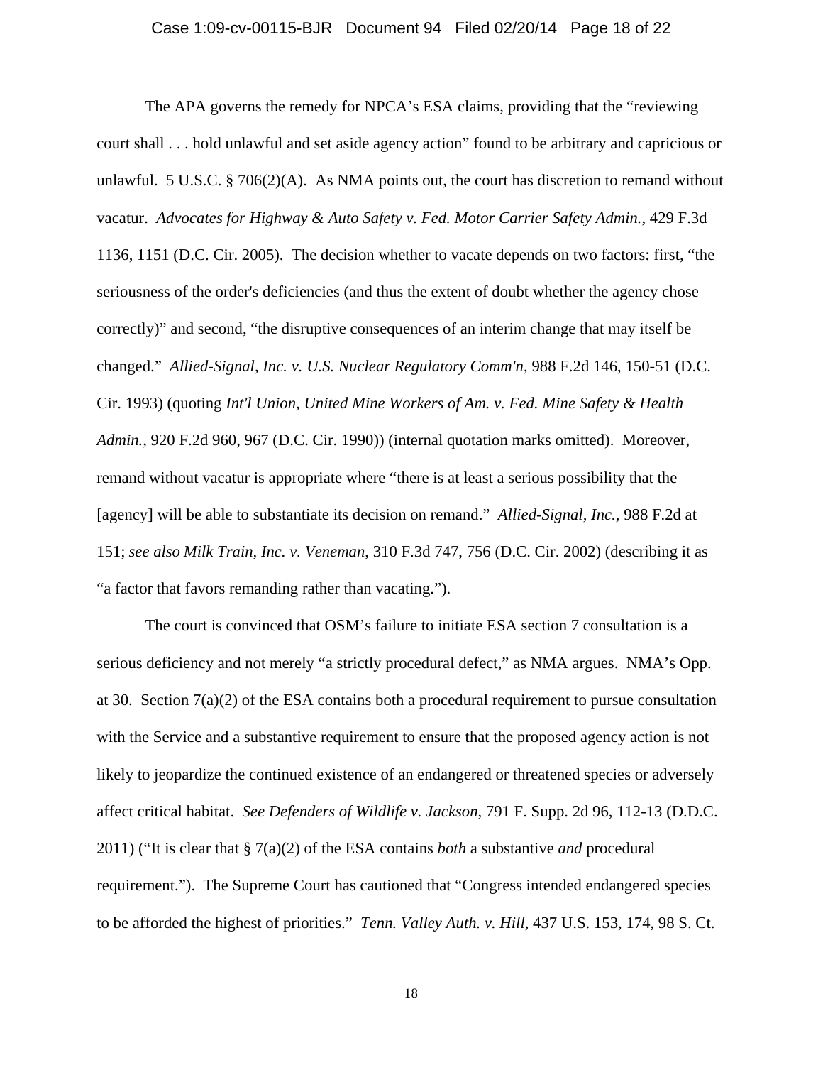The APA governs the remedy for NPCA's ESA claims, providing that the "reviewing court shall . . . hold unlawful and set aside agency action" found to be arbitrary and capricious or unlawful. 5 U.S.C. § 706(2)(A). As NMA points out, the court has discretion to remand without vacatur. *Advocates for Highway & Auto Safety v. Fed. Motor Carrier Safety Admin.*, 429 F.3d 1136, 1151 (D.C. Cir. 2005). The decision whether to vacate depends on two factors: first, "the seriousness of the order's deficiencies (and thus the extent of doubt whether the agency chose correctly)" and second, "the disruptive consequences of an interim change that may itself be changed." *Allied-Signal, Inc. v. U.S. Nuclear Regulatory Comm'n*, 988 F.2d 146, 150-51 (D.C. Cir. 1993) (quoting *Int'l Union, United Mine Workers of Am. v. Fed. Mine Safety & Health Admin.*, 920 F.2d 960, 967 (D.C. Cir. 1990)) (internal quotation marks omitted). Moreover, remand without vacatur is appropriate where "there is at least a serious possibility that the [agency] will be able to substantiate its decision on remand." *Allied-Signal, Inc.*, 988 F.2d at 151; *see also Milk Train, Inc. v. Veneman*, 310 F.3d 747, 756 (D.C. Cir. 2002) (describing it as "a factor that favors remanding rather than vacating.").

The court is convinced that OSM's failure to initiate ESA section 7 consultation is a serious deficiency and not merely "a strictly procedural defect," as NMA argues. NMA's Opp. at 30. Section 7(a)(2) of the ESA contains both a procedural requirement to pursue consultation with the Service and a substantive requirement to ensure that the proposed agency action is not likely to jeopardize the continued existence of an endangered or threatened species or adversely affect critical habitat. *See Defenders of Wildlife v. Jackson*, 791 F. Supp. 2d 96, 112-13 (D.D.C. 2011) ("It is clear that § 7(a)(2) of the ESA contains *both* a substantive *and* procedural requirement."). The Supreme Court has cautioned that "Congress intended endangered species to be afforded the highest of priorities." *Tenn. Valley Auth. v. Hill*, 437 U.S. 153, 174, 98 S. Ct.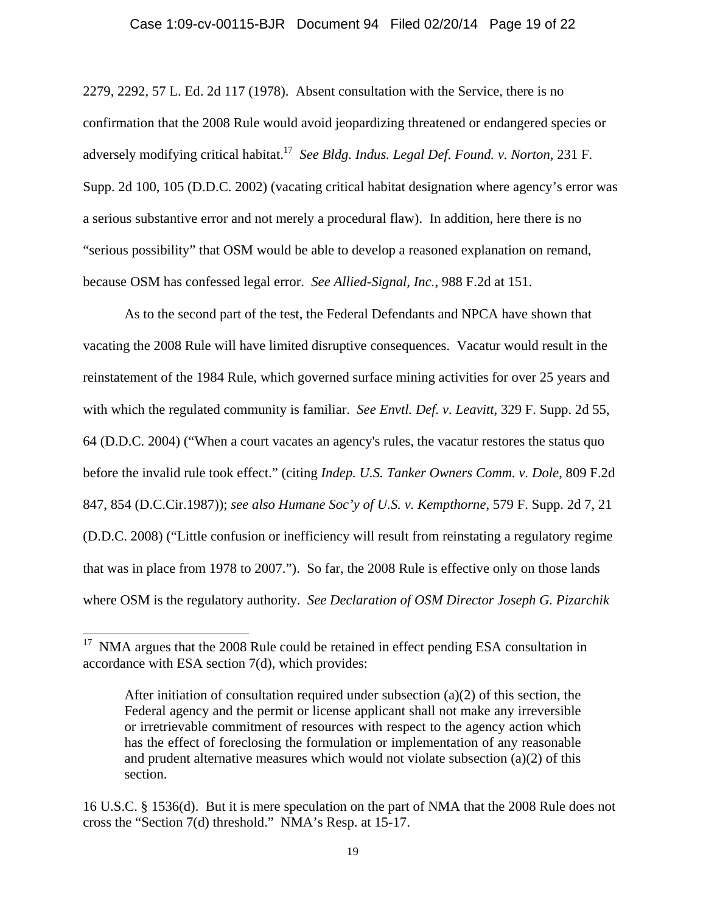2279, 2292, 57 L. Ed. 2d 117 (1978). Absent consultation with the Service, there is no confirmation that the 2008 Rule would avoid jeopardizing threatened or endangered species or adversely modifying critical habitat.[17] *See Bldg. Indus. Legal Def. Found. v. Norton*, 231 F. Supp. 2d 100, 105 (D.D.C. 2002) (vacating critical habitat designation where agency's error was a serious substantive error and not merely a procedural flaw). In addition, here there is no "serious possibility" that OSM would be able to develop a reasoned explanation on remand, because OSM has confessed legal error. *See Allied-Signal, Inc.*, 988 F.2d at 151.

As to the second part of the test, the Federal Defendants and NPCA have shown that vacating the 2008 Rule will have limited disruptive consequences. Vacatur would result in the reinstatement of the 1984 Rule, which governed surface mining activities for over 25 years and with which the regulated community is familiar. *See Envtl. Def. v. Leavitt*, 329 F. Supp. 2d 55, 64 (D.D.C. 2004) ("When a court vacates an agency's rules, the vacatur restores the status quo before the invalid rule took effect." (citing *Indep. U.S. Tanker Owners Comm. v. Dole*, 809 F.2d 847, 854 (D.C.Cir.1987)); *see also Humane Soc'y of U.S. v. Kempthorne*, 579 F. Supp. 2d 7, 21 (D.D.C. 2008) ("Little confusion or inefficiency will result from reinstating a regulatory regime that was in place from 1978 to 2007."). So far, the 2008 Rule is effective only on those lands where OSM is the regulatory authority. *See Declaration of OSM Director Joseph G. Pizarchik*

---

[17] NMA argues that the 2008 Rule could be retained in effect pending ESA consultation in accordance with ESA section 7(d), which provides:

> After initiation of consultation required under subsection (a)(2) of this section, the Federal agency and the permit or license applicant shall not make any irreversible or irretrievable commitment of resources with respect to the agency action which has the effect of foreclosing the formulation or implementation of any reasonable and prudent alternative measures which would not violate subsection (a)(2) of this section.

16 U.S.C. § 1536(d). But it is mere speculation on the part of NMA that the 2008 Rule does not cross the "Section 7(d) threshold." NMA's Resp. at 15-17.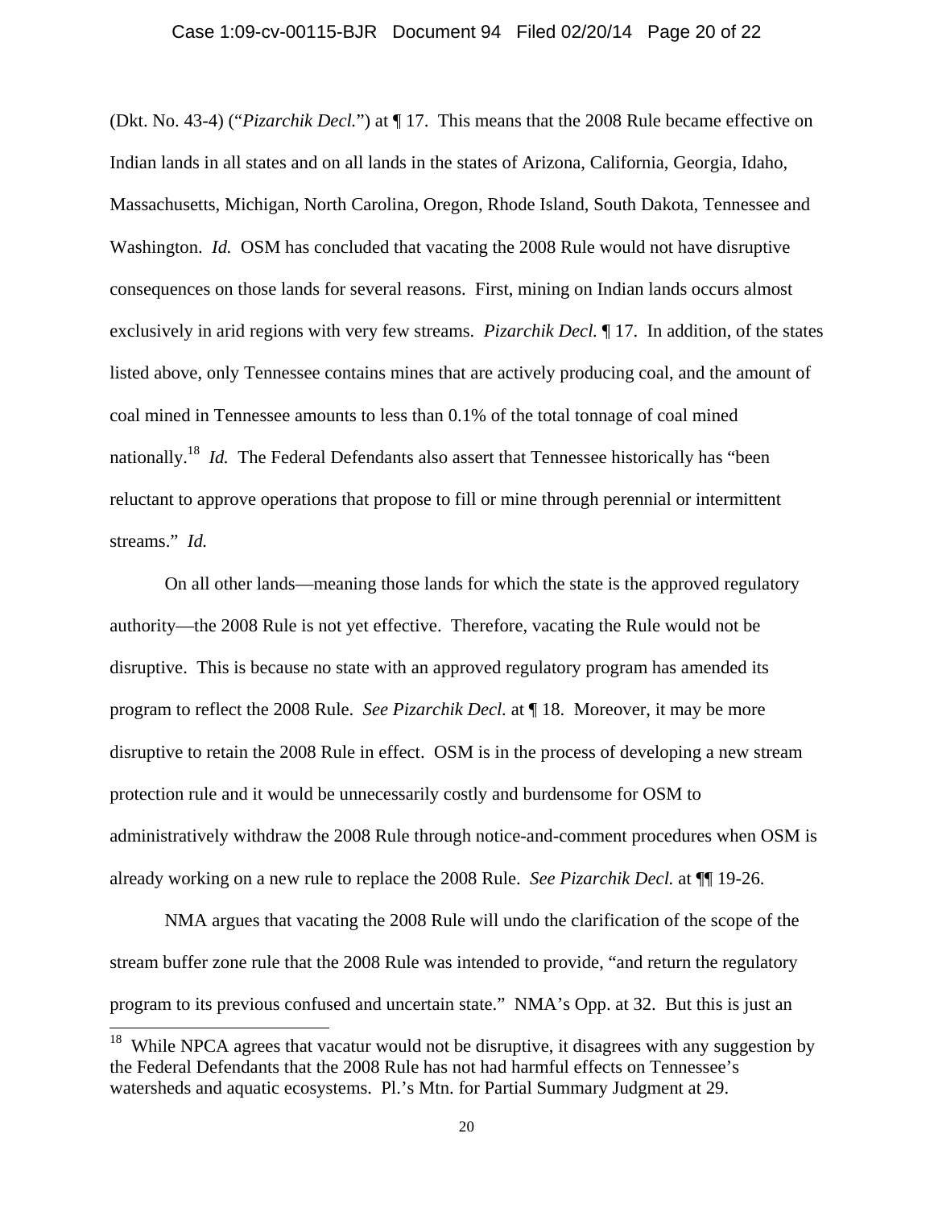(Dkt. No. 43-4) ("*Pizarchik Decl.*") at ¶ 17. This means that the 2008 Rule became effective on Indian lands in all states and on all lands in the states of Arizona, California, Georgia, Idaho, Massachusetts, Michigan, North Carolina, Oregon, Rhode Island, South Dakota, Tennessee and Washington. *Id.* OSM has concluded that vacating the 2008 Rule would not have disruptive consequences on those lands for several reasons. First, mining on Indian lands occurs almost exclusively in arid regions with very few streams. *Pizarchik Decl.* ¶ 17. In addition, of the states listed above, only Tennessee contains mines that are actively producing coal, and the amount of coal mined in Tennessee amounts to less than 0.1% of the total tonnage of coal mined nationally.[18] *Id.* The Federal Defendants also assert that Tennessee historically has "been reluctant to approve operations that propose to fill or mine through perennial or intermittent streams." *Id.*

On all other lands—meaning those lands for which the state is the approved regulatory authority—the 2008 Rule is not yet effective. Therefore, vacating the Rule would not be disruptive. This is because no state with an approved regulatory program has amended its program to reflect the 2008 Rule. *See Pizarchik Decl.* at ¶ 18. Moreover, it may be more disruptive to retain the 2008 Rule in effect. OSM is in the process of developing a new stream protection rule and it would be unnecessarily costly and burdensome for OSM to administratively withdraw the 2008 Rule through notice-and-comment procedures when OSM is already working on a new rule to replace the 2008 Rule. *See Pizarchik Decl.* at ¶¶ 19-26.

NMA argues that vacating the 2008 Rule will undo the clarification of the scope of the stream buffer zone rule that the 2008 Rule was intended to provide, "and return the regulatory program to its previous confused and uncertain state." NMA's Opp. at 32. But this is just an

[18] While NPCA agrees that vacatur would not be disruptive, it disagrees with any suggestion by the Federal Defendants that the 2008 Rule has not had harmful effects on Tennessee's watersheds and aquatic ecosystems. Pl.'s Mtn. for Partial Summary Judgment at 29.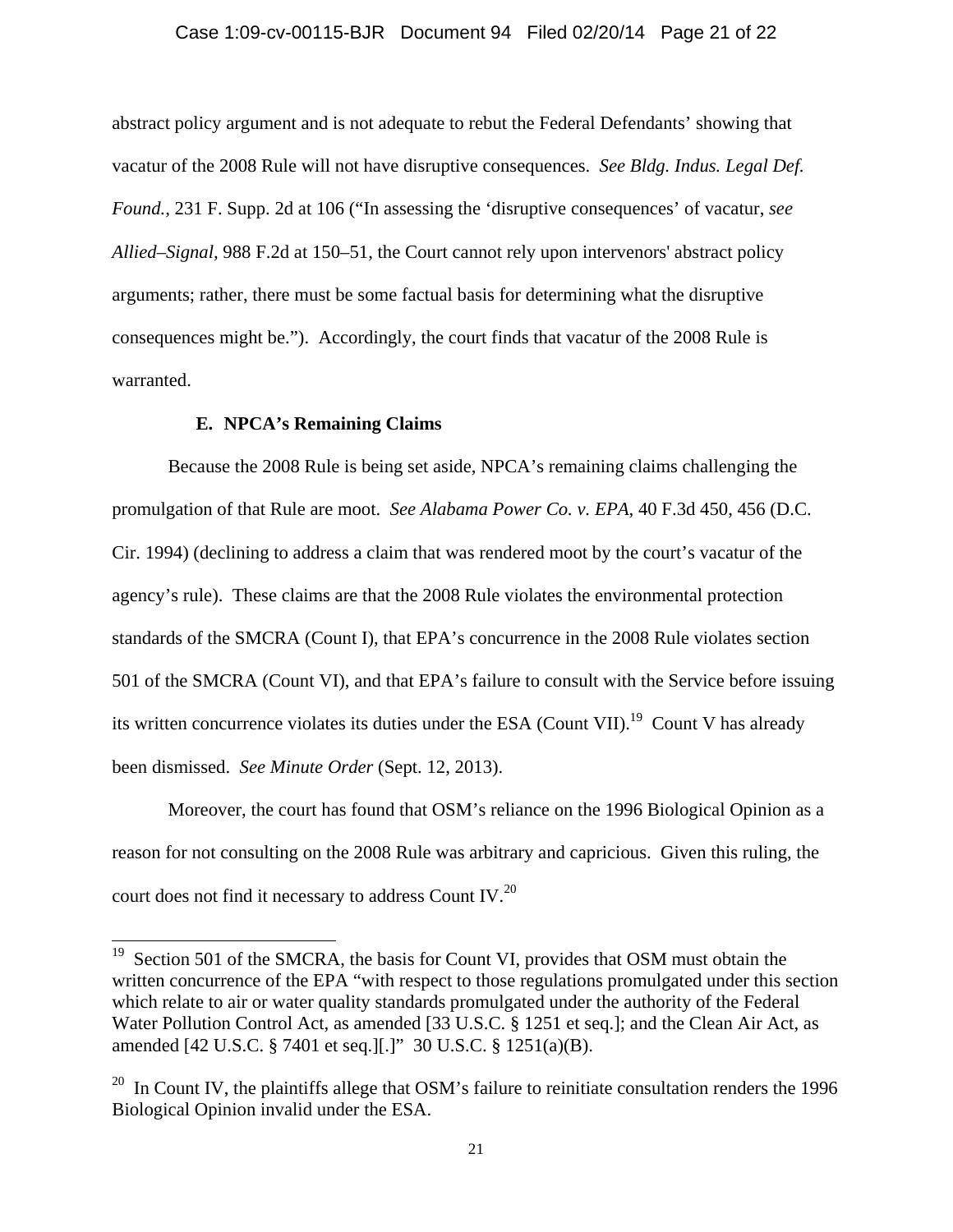abstract policy argument and is not adequate to rebut the Federal Defendants' showing that vacatur of the 2008 Rule will not have disruptive consequences. *See Bldg. Indus. Legal Def. Found.*, 231 F. Supp. 2d at 106 ("In assessing the 'disruptive consequences' of vacatur, *see Allied–Signal*, 988 F.2d at 150–51, the Court cannot rely upon intervenors' abstract policy arguments; rather, there must be some factual basis for determining what the disruptive consequences might be."). Accordingly, the court finds that vacatur of the 2008 Rule is warranted.

**E. NPCA's Remaining Claims**

Because the 2008 Rule is being set aside, NPCA's remaining claims challenging the promulgation of that Rule are moot. *See Alabama Power Co. v. EPA*, 40 F.3d 450, 456 (D.C. Cir. 1994) (declining to address a claim that was rendered moot by the court's vacatur of the agency's rule). These claims are that the 2008 Rule violates the environmental protection standards of the SMCRA (Count I), that EPA's concurrence in the 2008 Rule violates section 501 of the SMCRA (Count VI), and that EPA's failure to consult with the Service before issuing its written concurrence violates its duties under the ESA (Count VII).[19] Count V has already been dismissed. *See Minute Order* (Sept. 12, 2013).

Moreover, the court has found that OSM's reliance on the 1996 Biological Opinion as a reason for not consulting on the 2008 Rule was arbitrary and capricious. Given this ruling, the court does not find it necessary to address Count IV.[20]

---

[19] Section 501 of the SMCRA, the basis for Count VI, provides that OSM must obtain the written concurrence of the EPA "with respect to those regulations promulgated under this section which relate to air or water quality standards promulgated under the authority of the Federal Water Pollution Control Act, as amended [33 U.S.C. § 1251 et seq.]; and the Clean Air Act, as amended [42 U.S.C. § 7401 et seq.][.]" 30 U.S.C. § 1251(a)(B).

[20] In Count IV, the plaintiffs allege that OSM's failure to reinitiate consultation renders the 1996 Biological Opinion invalid under the ESA.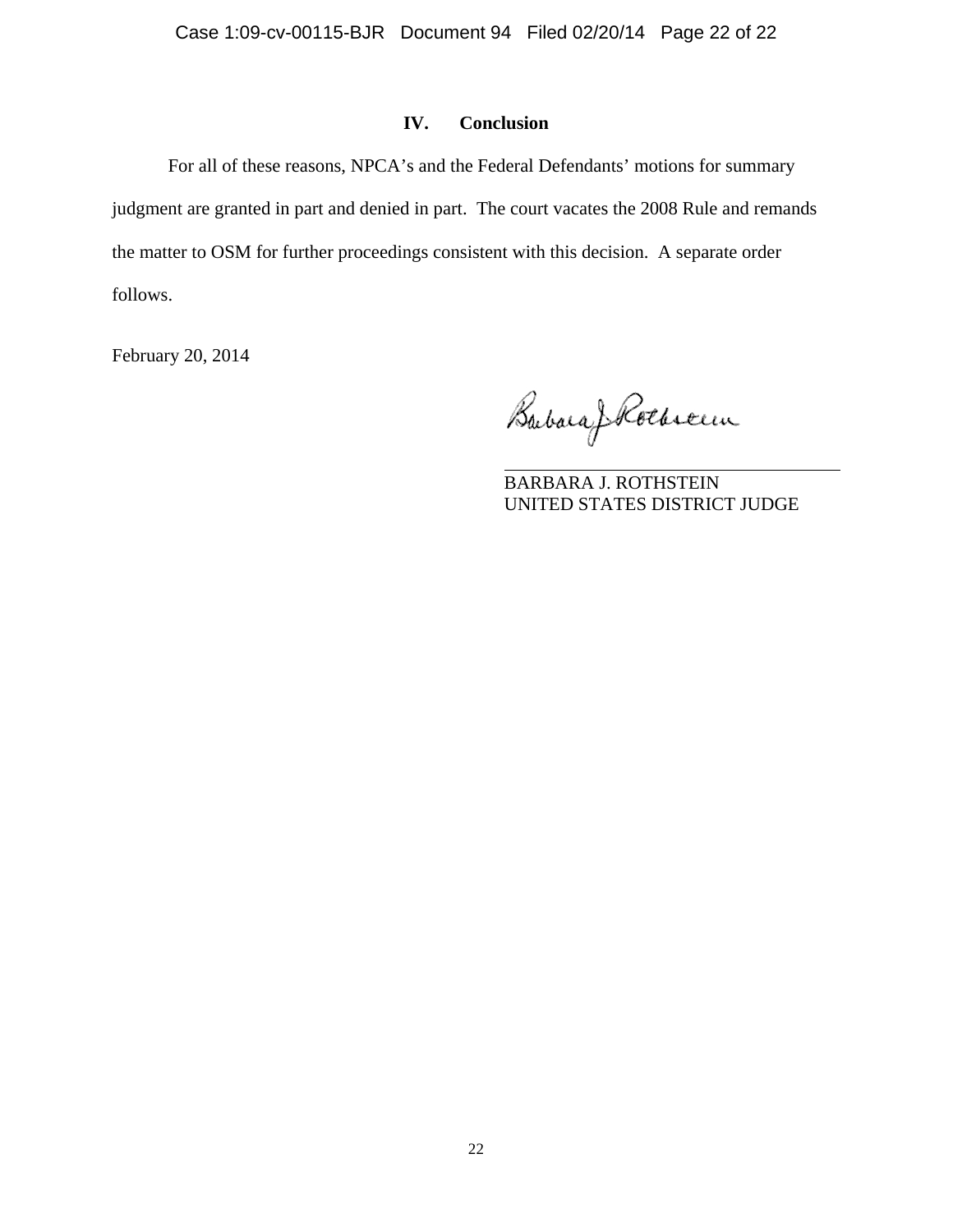## IV. Conclusion

For all of these reasons, NPCA's and the Federal Defendants' motions for summary judgment are granted in part and denied in part. The court vacates the 2008 Rule and remands the matter to OSM for further proceedings consistent with this decision. A separate order follows.

February 20, 2014

Barbara J. Rothstein

BARBARA J. ROTHSTEIN
UNITED STATES DISTRICT JUDGE